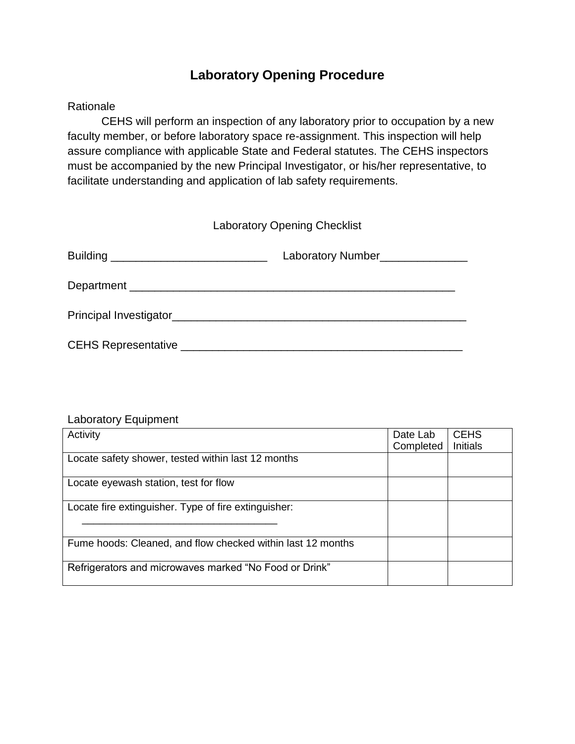# Laboratory Opening Procedure

Rationale

CEHS will perform an inspection of any laboratory prior to occupation by a new faculty member, or before laboratory space re-assignment. This inspection will help assure compliance with applicable State and Federal statutes. The CEHS inspectors must be accompanied by the new Principal Investigator, or his/her representative, to facilitate understanding and application of lab safety requirements.

Laboratory Opening Checklist

Building _________________________ Laboratory Number______________

Department _____________________________________________________

Principal Investigator_________________________________________________

CEHS Representative _____________________________________________

Laboratory Equipment

| Activity | Date Lab Completed | CEHS Initials |
|---|---|---|
| Locate safety shower, tested within last 12 months | | |
| Locate eyewash station, test for flow | | |
| Locate fire extinguisher. Type of fire extinguisher: _________________________________ | | |
| Fume hoods: Cleaned, and flow checked within last 12 months | | |
| Refrigerators and microwaves marked “No Food or Drink” | | |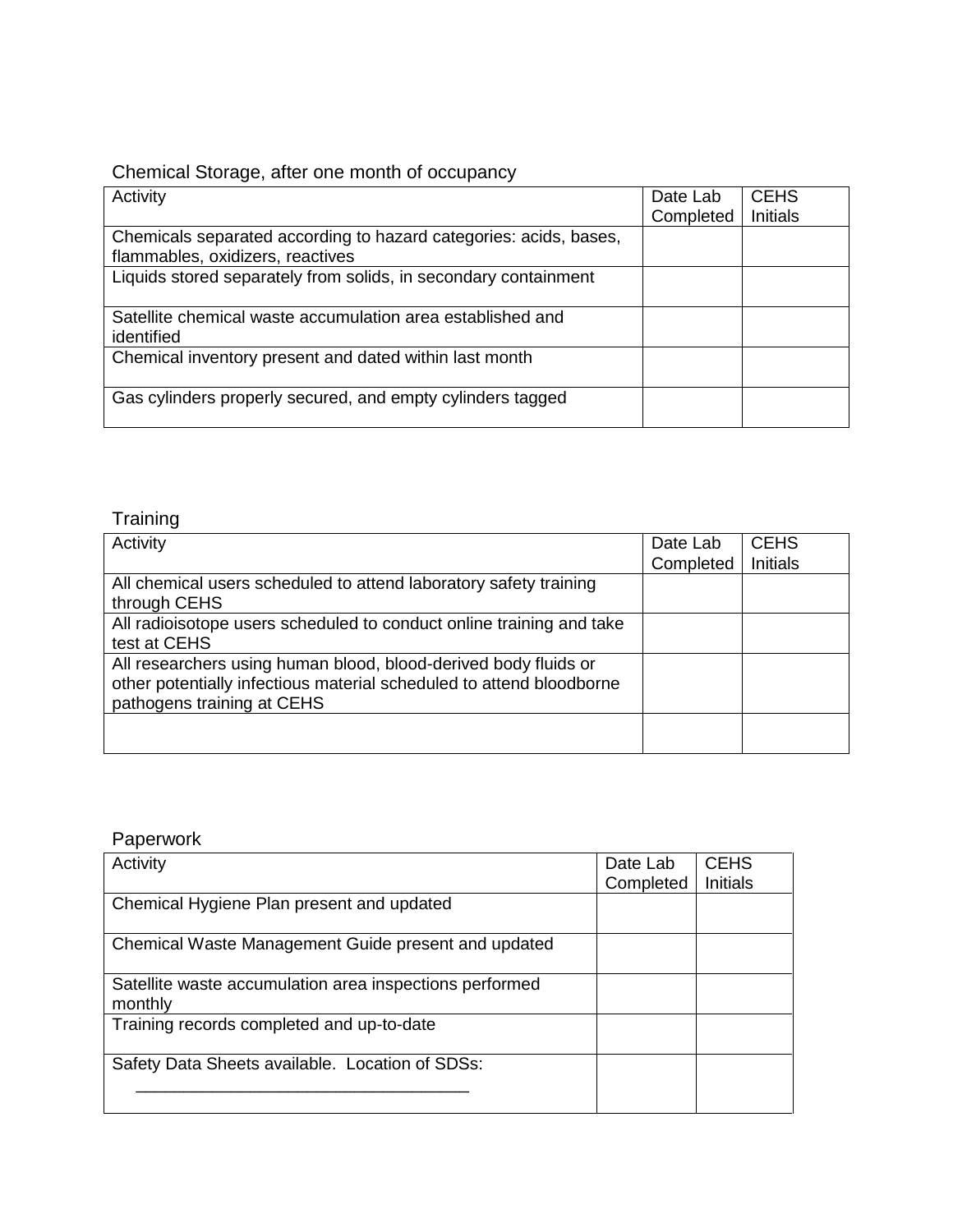Chemical Storage, after one month of occupancy

| Activity | Date Lab Completed | CEHS Initials |
|---|---|---|
| Chemicals separated according to hazard categories: acids, bases, flammables, oxidizers, reactives | | |
| Liquids stored separately from solids, in secondary containment | | |
| Satellite chemical waste accumulation area established and identified | | |
| Chemical inventory present and dated within last month | | |
| Gas cylinders properly secured, and empty cylinders tagged | | |

Training

| Activity | Date Lab Completed | CEHS Initials |
|---|---|---|
| All chemical users scheduled to attend laboratory safety training through CEHS | | |
| All radioisotope users scheduled to conduct online training and take test at CEHS | | |
| All researchers using human blood, blood-derived body fluids or other potentially infectious material scheduled to attend bloodborne pathogens training at CEHS | | |
| | | |

Paperwork

| Activity | Date Lab Completed | CEHS Initials |
|---|---|---|
| Chemical Hygiene Plan present and updated | | |
| Chemical Waste Management Guide present and updated | | |
| Satellite waste accumulation area inspections performed monthly | | |
| Training records completed and up-to-date | | |
| Safety Data Sheets available. Location of SDSs: ___________________________________ | | |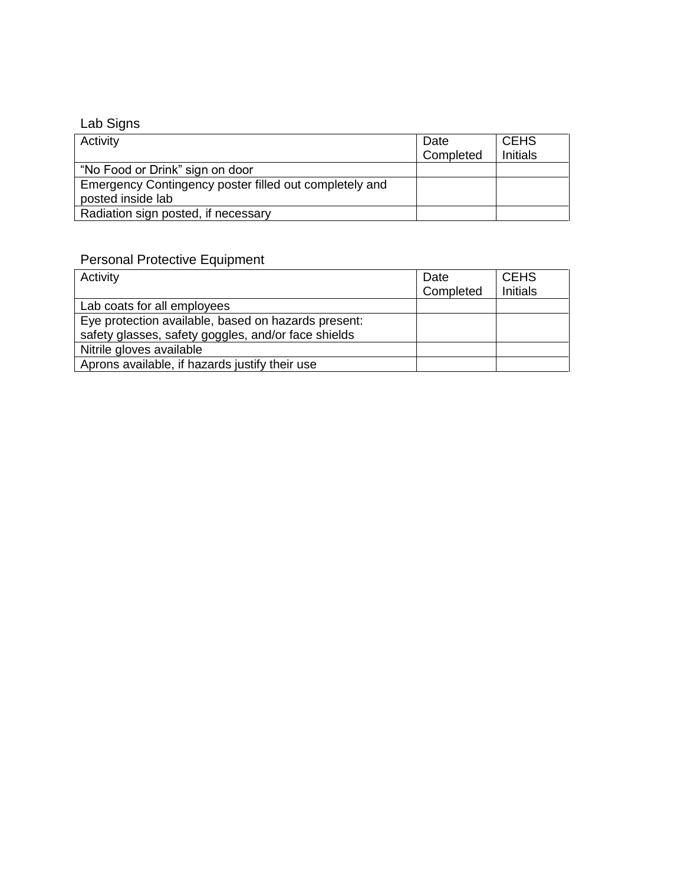Lab Signs

| Activity | Date Completed | CEHS Initials |
|---|---|---|
| “No Food or Drink” sign on door | | |
| Emergency Contingency poster filled out completely and posted inside lab | | |
| Radiation sign posted, if necessary | | |

Personal Protective Equipment

| Activity | Date Completed | CEHS Initials |
|---|---|---|
| Lab coats for all employees | | |
| Eye protection available, based on hazards present: safety glasses, safety goggles, and/or face shields | | |
| Nitrile gloves available | | |
| Aprons available, if hazards justify their use | | |